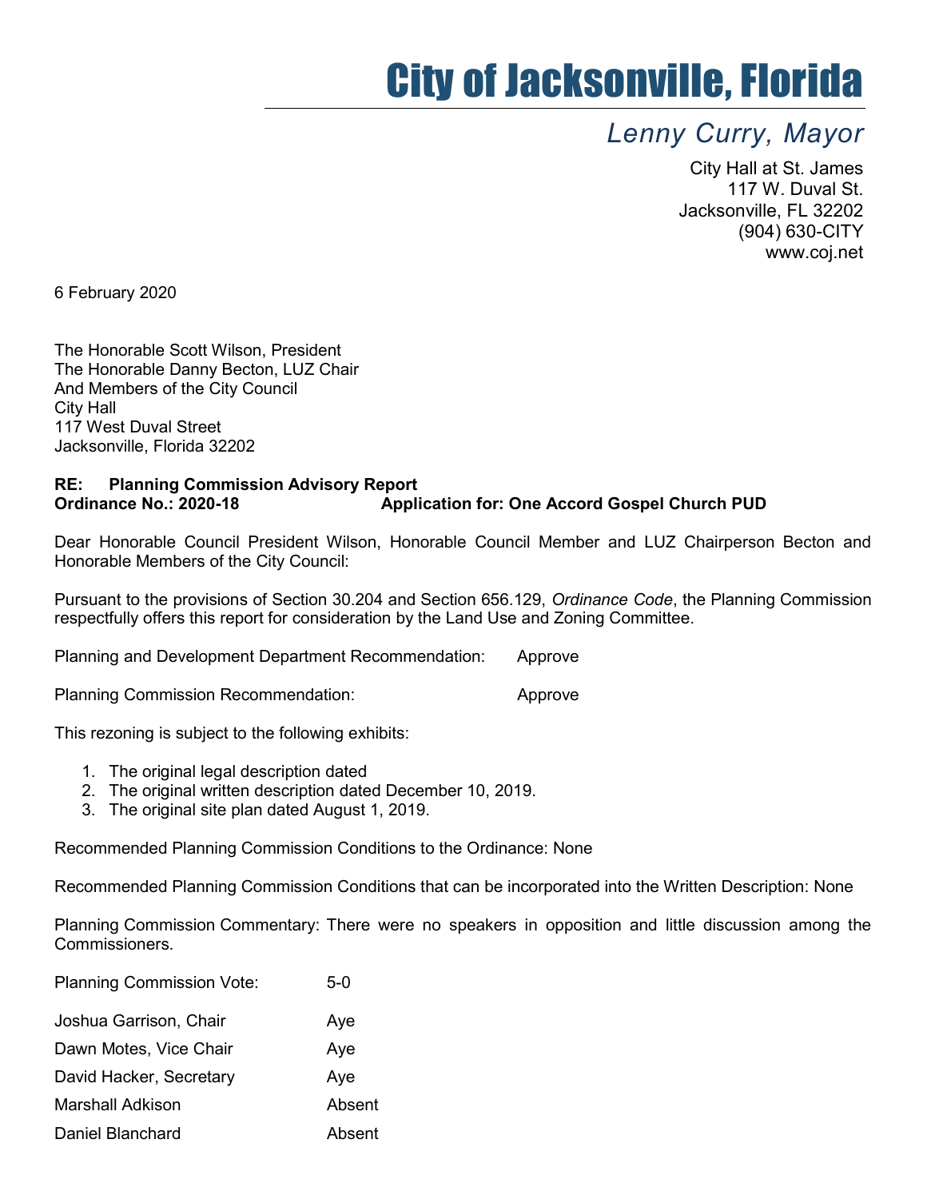# City of Jacksonville, Florida

*Lenny Curry, Mayor*

City Hall at St. James
117 W. Duval St.
Jacksonville, FL 32202
(904) 630-CITY
www.coj.net

6 February 2020

The Honorable Scott Wilson, President
The Honorable Danny Becton, LUZ Chair
And Members of the City Council
City Hall
117 West Duval Street
Jacksonville, Florida 32202

**RE: Planning Commission Advisory Report**
**Ordinance No.: 2020-18 Application for: One Accord Gospel Church PUD**

Dear Honorable Council President Wilson, Honorable Council Member and LUZ Chairperson Becton and Honorable Members of the City Council:

Pursuant to the provisions of Section 30.204 and Section 656.129, *Ordinance Code*, the Planning Commission respectfully offers this report for consideration by the Land Use and Zoning Committee.

Planning and Development Department Recommendation: Approve

Planning Commission Recommendation: Approve

This rezoning is subject to the following exhibits:

1. The original legal description dated
2. The original written description dated December 10, 2019.
3. The original site plan dated August 1, 2019.

Recommended Planning Commission Conditions to the Ordinance: None

Recommended Planning Commission Conditions that can be incorporated into the Written Description: None

Planning Commission Commentary: There were no speakers in opposition and little discussion among the Commissioners.

Planning Commission Vote: 5-0

| | |
|---|---|
| Joshua Garrison, Chair | Aye |
| Dawn Motes, Vice Chair | Aye |
| David Hacker, Secretary | Aye |
| Marshall Adkison | Absent |
| Daniel Blanchard | Absent |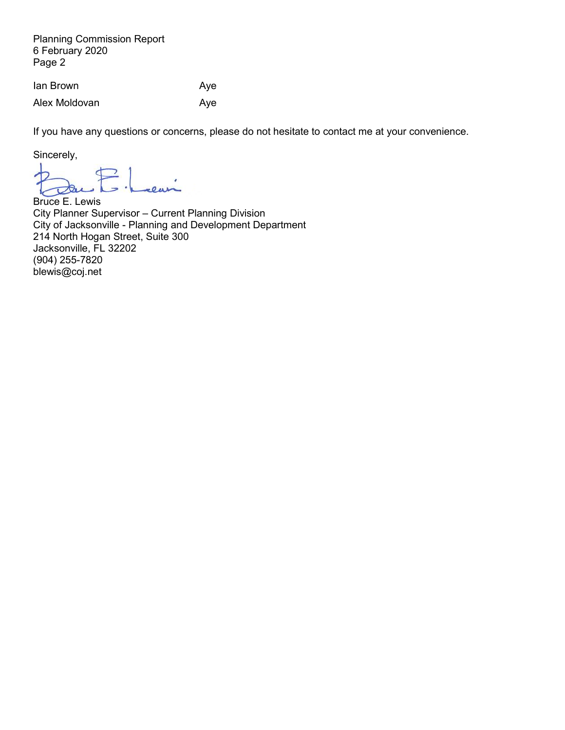| | |
|---|---|
| Ian Brown | Aye |
| Alex Moldovan | Aye |

If you have any questions or concerns, please do not hesitate to contact me at your convenience.

Sincerely,

Bruce E. Lewis
City Planner Supervisor – Current Planning Division
City of Jacksonville - Planning and Development Department
214 North Hogan Street, Suite 300
Jacksonville, FL 32202
(904) 255-7820
blewis@coj.net